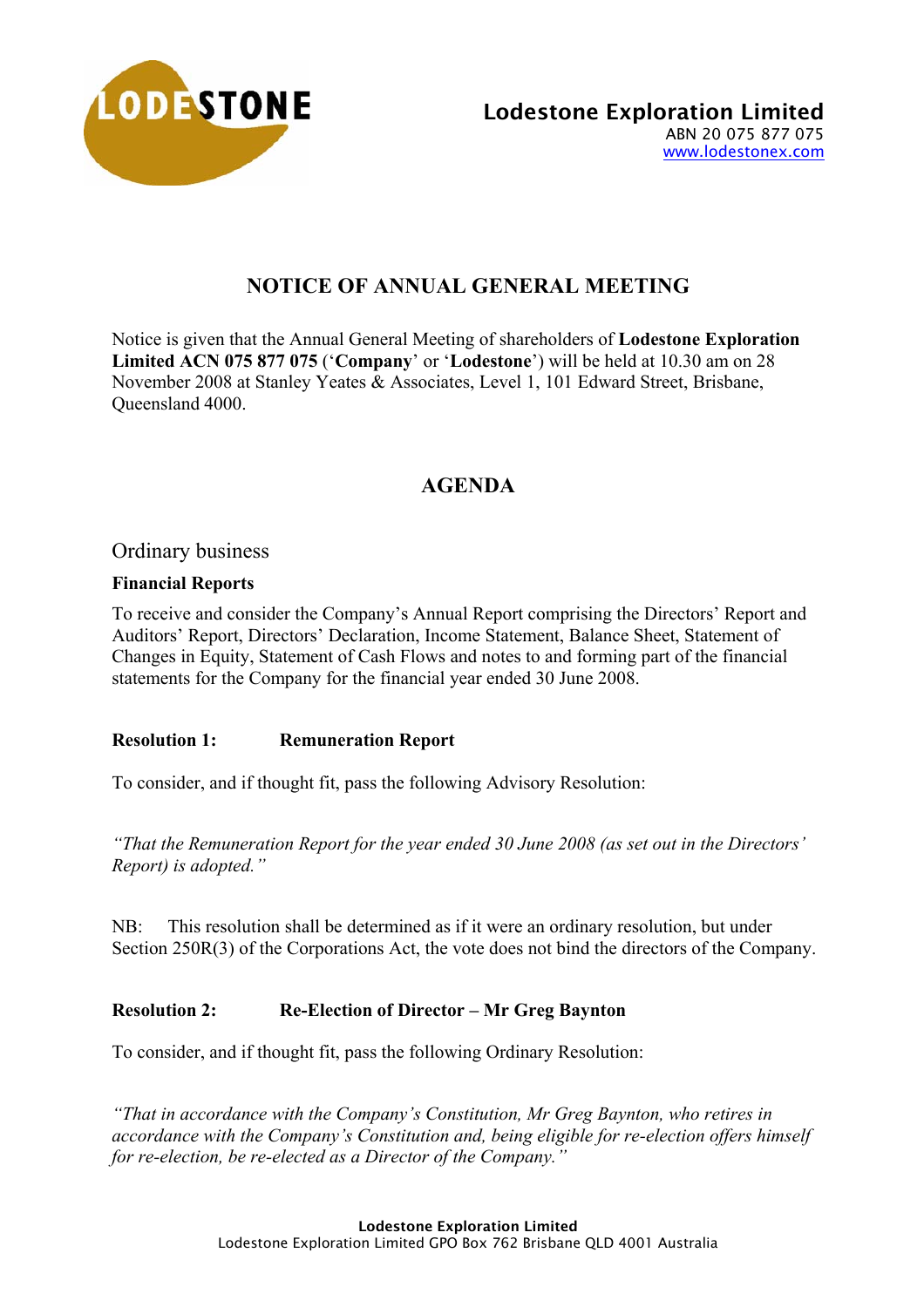**Lodestone Exploration Limited**
ABN 20 075 877 075
www.lodestonex.com

# NOTICE OF ANNUAL GENERAL MEETING

Notice is given that the Annual General Meeting of shareholders of **Lodestone Exploration Limited ACN 075 877 075** ('**Company**' or '**Lodestone**') will be held at 10.30 am on 28 November 2008 at Stanley Yeates & Associates, Level 1, 101 Edward Street, Brisbane, Queensland 4000.

# AGENDA

## Ordinary business

**Financial Reports**

To receive and consider the Company's Annual Report comprising the Directors' Report and Auditors' Report, Directors' Declaration, Income Statement, Balance Sheet, Statement of Changes in Equity, Statement of Cash Flows and notes to and forming part of the financial statements for the Company for the financial year ended 30 June 2008.

**Resolution 1: Remuneration Report**

To consider, and if thought fit, pass the following Advisory Resolution:

*"That the Remuneration Report for the year ended 30 June 2008 (as set out in the Directors' Report) is adopted."*

NB: This resolution shall be determined as if it were an ordinary resolution, but under Section 250R(3) of the Corporations Act, the vote does not bind the directors of the Company.

**Resolution 2: Re-Election of Director – Mr Greg Baynton**

To consider, and if thought fit, pass the following Ordinary Resolution:

*"That in accordance with the Company's Constitution, Mr Greg Baynton, who retires in accordance with the Company's Constitution and, being eligible for re-election offers himself for re-election, be re-elected as a Director of the Company."*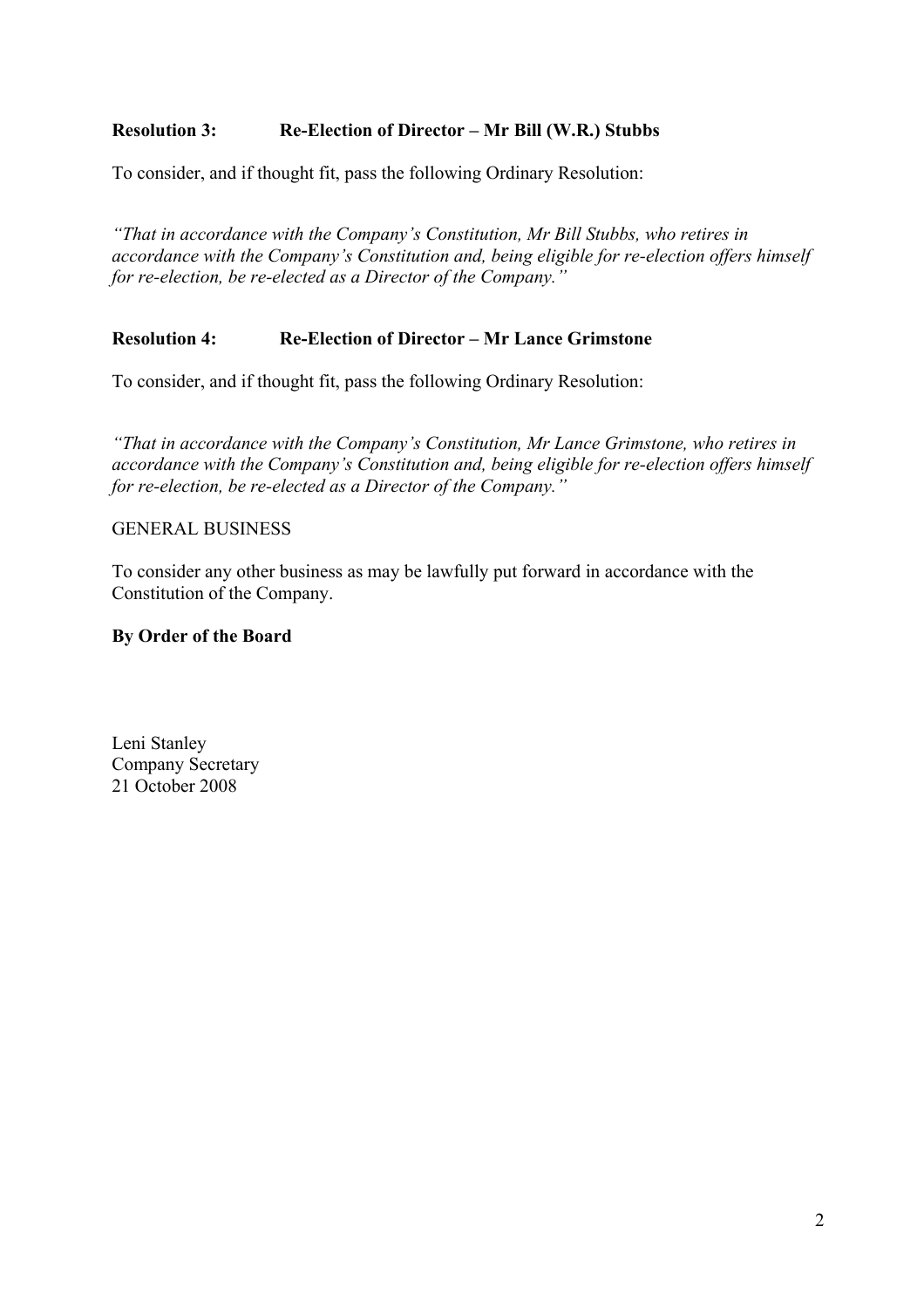**Resolution 3: Re-Election of Director – Mr Bill (W.R.) Stubbs**

To consider, and if thought fit, pass the following Ordinary Resolution:

*"That in accordance with the Company's Constitution, Mr Bill Stubbs, who retires in accordance with the Company's Constitution and, being eligible for re-election offers himself for re-election, be re-elected as a Director of the Company."*

**Resolution 4: Re-Election of Director – Mr Lance Grimstone**

To consider, and if thought fit, pass the following Ordinary Resolution:

*"That in accordance with the Company's Constitution, Mr Lance Grimstone, who retires in accordance with the Company's Constitution and, being eligible for re-election offers himself for re-election, be re-elected as a Director of the Company."*

GENERAL BUSINESS

To consider any other business as may be lawfully put forward in accordance with the Constitution of the Company.

**By Order of the Board**

Leni Stanley
Company Secretary
21 October 2008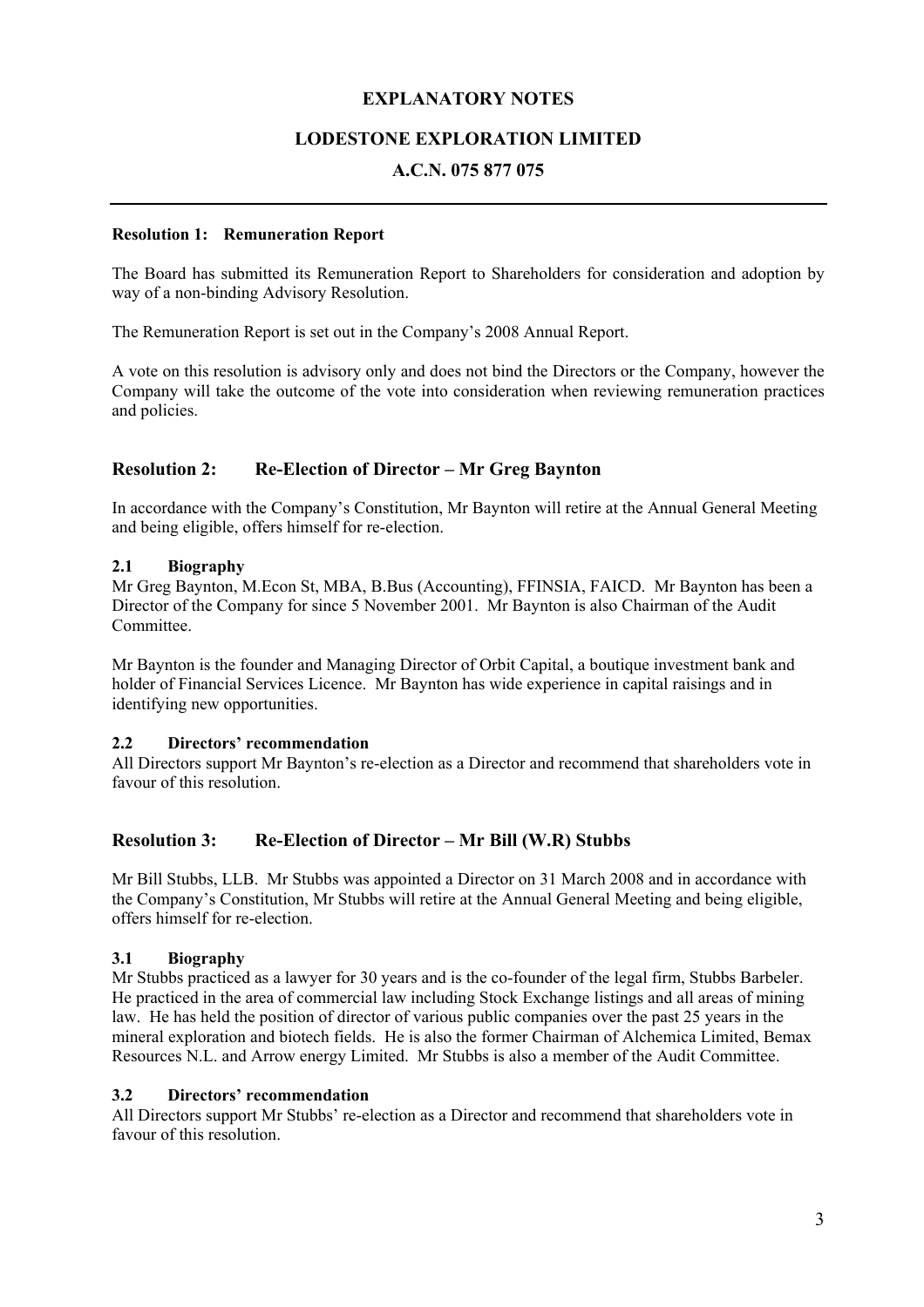# EXPLANATORY NOTES

# LODESTONE EXPLORATION LIMITED

# A.C.N. 075 877 075

---

**Resolution 1: Remuneration Report**

The Board has submitted its Remuneration Report to Shareholders for consideration and adoption by way of a non-binding Advisory Resolution.

The Remuneration Report is set out in the Company's 2008 Annual Report.

A vote on this resolution is advisory only and does not bind the Directors or the Company, however the Company will take the outcome of the vote into consideration when reviewing remuneration practices and policies.

## Resolution 2: Re-Election of Director – Mr Greg Baynton

In accordance with the Company's Constitution, Mr Baynton will retire at the Annual General Meeting and being eligible, offers himself for re-election.

### 2.1 Biography

Mr Greg Baynton, M.Econ St, MBA, B.Bus (Accounting), FFINSIA, FAICD. Mr Baynton has been a Director of the Company for since 5 November 2001. Mr Baynton is also Chairman of the Audit Committee.

Mr Baynton is the founder and Managing Director of Orbit Capital, a boutique investment bank and holder of Financial Services Licence. Mr Baynton has wide experience in capital raisings and in identifying new opportunities.

### 2.2 Directors' recommendation

All Directors support Mr Baynton's re-election as a Director and recommend that shareholders vote in favour of this resolution.

## Resolution 3: Re-Election of Director – Mr Bill (W.R) Stubbs

Mr Bill Stubbs, LLB. Mr Stubbs was appointed a Director on 31 March 2008 and in accordance with the Company's Constitution, Mr Stubbs will retire at the Annual General Meeting and being eligible, offers himself for re-election.

### 3.1 Biography

Mr Stubbs practiced as a lawyer for 30 years and is the co-founder of the legal firm, Stubbs Barbeler. He practiced in the area of commercial law including Stock Exchange listings and all areas of mining law. He has held the position of director of various public companies over the past 25 years in the mineral exploration and biotech fields. He is also the former Chairman of Alchemica Limited, Bemax Resources N.L. and Arrow energy Limited. Mr Stubbs is also a member of the Audit Committee.

### 3.2 Directors' recommendation

All Directors support Mr Stubbs' re-election as a Director and recommend that shareholders vote in favour of this resolution.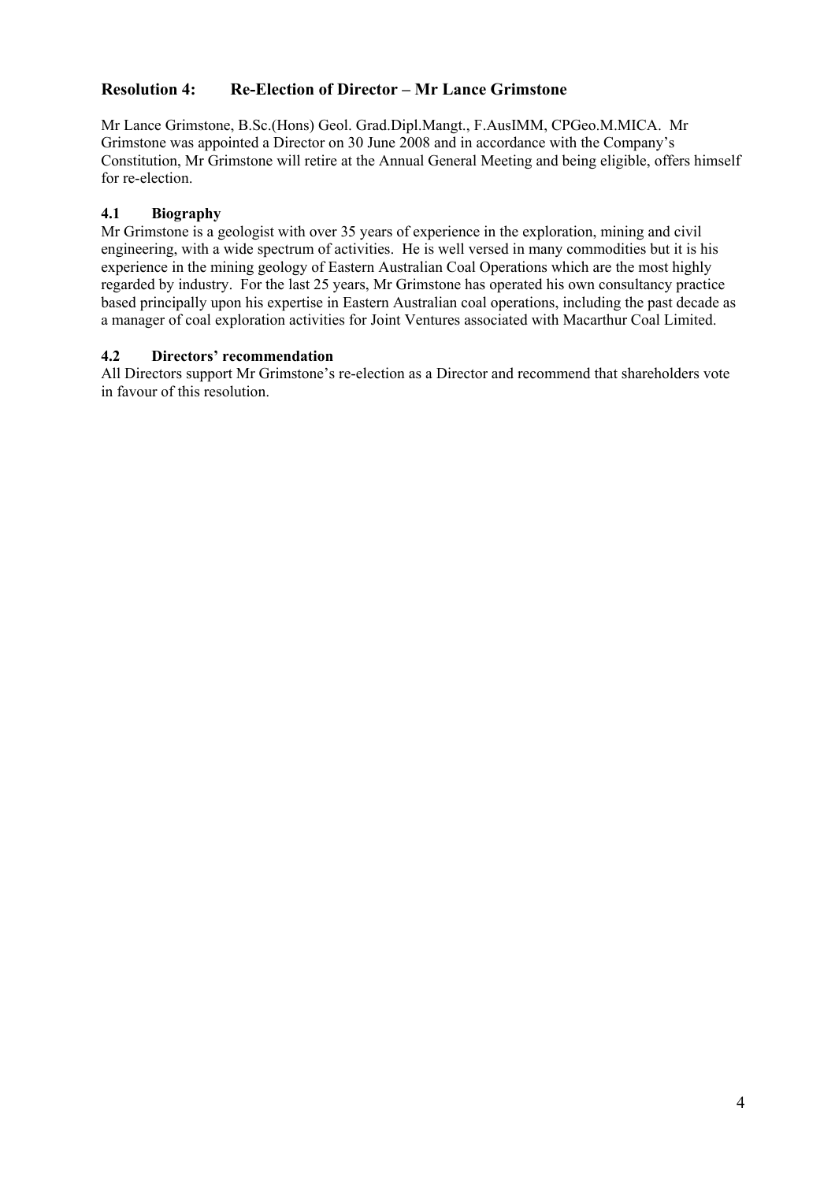## Resolution 4: Re-Election of Director – Mr Lance Grimstone

Mr Lance Grimstone, B.Sc.(Hons) Geol. Grad.Dipl.Mangt., F.AusIMM, CPGeo.M.MICA. Mr Grimstone was appointed a Director on 30 June 2008 and in accordance with the Company's Constitution, Mr Grimstone will retire at the Annual General Meeting and being eligible, offers himself for re-election.

### 4.1 Biography

Mr Grimstone is a geologist with over 35 years of experience in the exploration, mining and civil engineering, with a wide spectrum of activities. He is well versed in many commodities but it is his experience in the mining geology of Eastern Australian Coal Operations which are the most highly regarded by industry. For the last 25 years, Mr Grimstone has operated his own consultancy practice based principally upon his expertise in Eastern Australian coal operations, including the past decade as a manager of coal exploration activities for Joint Ventures associated with Macarthur Coal Limited.

### 4.2 Directors' recommendation

All Directors support Mr Grimstone's re-election as a Director and recommend that shareholders vote in favour of this resolution.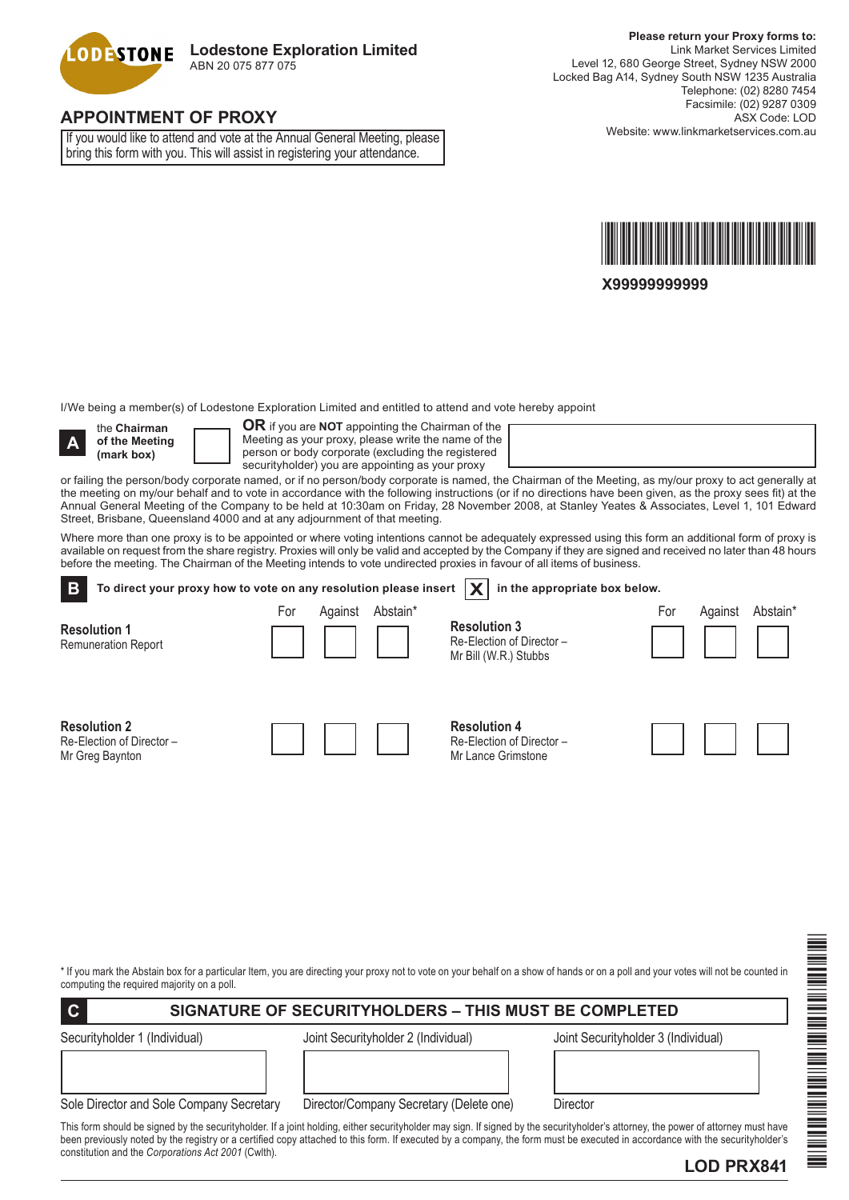**LODESTONE** **Lodestone Exploration Limited**
ABN 20 075 877 075

**Please return your Proxy forms to:**
Link Market Services Limited
Level 12, 680 George Street, Sydney NSW 2000
Locked Bag A14, Sydney South NSW 1235 Australia
Telephone: (02) 8280 7454
Facsimile: (02) 9287 0309
ASX Code: LOD
Website: www.linkmarketservices.com.au

## APPOINTMENT OF PROXY

If you would like to attend and vote at the Annual General Meeting, please bring this form with you. This will assist in registering your attendance.

**X99999999999**

I/We being a member(s) of Lodestone Exploration Limited and entitled to attend and vote hereby appoint

**A** the **Chairman of the Meeting (mark box)** ☐ **OR** if you are **NOT** appointing the Chairman of the Meeting as your proxy, please write the name of the person or body corporate (excluding the registered securityholder) you are appointing as your proxy

or failing the person/body corporate named, or if no person/body corporate is named, the Chairman of the Meeting, as my/our proxy to act generally at the meeting on my/our behalf and to vote in accordance with the following instructions (or if no directions have been given, as the proxy sees fit) at the Annual General Meeting of the Company to be held at 10:30am on Friday, 28 November 2008, at Stanley Yeates & Associates, Level 1, 101 Edward Street, Brisbane, Queensland 4000 and at any adjournment of that meeting.

Where more than one proxy is to be appointed or where voting intentions cannot be adequately expressed using this form an additional form of proxy is available on request from the share registry. Proxies will only be valid and accepted by the Company if they are signed and received no later than 48 hours before the meeting. The Chairman of the Meeting intends to vote undirected proxies in favour of all items of business.

**B** **To direct your proxy how to vote on any resolution please insert X in the appropriate box below.**

| Resolution | For | Against | Abstain* |
|---|---|---|---|
| **Resolution 1** Remuneration Report | ☐ | ☐ | ☐ |
| **Resolution 2** Re-Election of Director – Mr Greg Baynton | ☐ | ☐ | ☐ |
| **Resolution 3** Re-Election of Director – Mr Bill (W.R.) Stubbs | ☐ | ☐ | ☐ |
| **Resolution 4** Re-Election of Director – Mr Lance Grimstone | ☐ | ☐ | ☐ |

\* If you mark the Abstain box for a particular Item, you are directing your proxy not to vote on your behalf on a show of hands or on a poll and your votes will not be counted in computing the required majority on a poll.

**C** **SIGNATURE OF SECURITYHOLDERS – THIS MUST BE COMPLETED**

| Securityholder 1 (Individual) | Joint Securityholder 2 (Individual) | Joint Securityholder 3 (Individual) |
|---|---|---|
| | | |
| Sole Director and Sole Company Secretary | Director/Company Secretary (Delete one) | Director |

This form should be signed by the securityholder. If a joint holding, either securityholder may sign. If signed by the securityholder's attorney, the power of attorney must have been previously noted by the registry or a certified copy attached to this form. If executed by a company, the form must be executed in accordance with the securityholder's constitution and the *Corporations Act 2001* (Cwlth).

**LOD PRX841**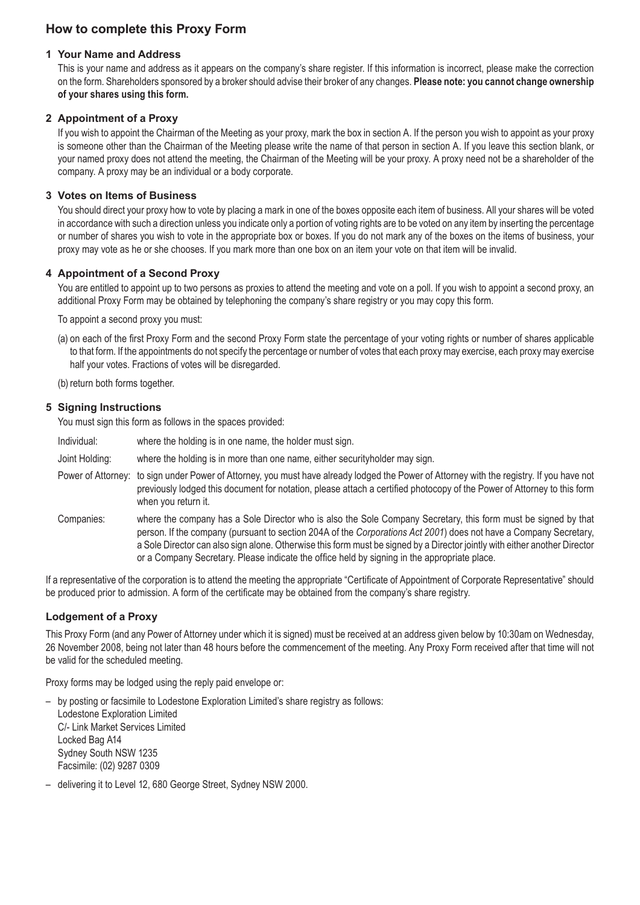## How to complete this Proxy Form

### 1 Your Name and Address

This is your name and address as it appears on the company's share register. If this information is incorrect, please make the correction on the form. Shareholders sponsored by a broker should advise their broker of any changes. **Please note: you cannot change ownership of your shares using this form.**

### 2 Appointment of a Proxy

If you wish to appoint the Chairman of the Meeting as your proxy, mark the box in section A. If the person you wish to appoint as your proxy is someone other than the Chairman of the Meeting please write the name of that person in section A. If you leave this section blank, or your named proxy does not attend the meeting, the Chairman of the Meeting will be your proxy. A proxy need not be a shareholder of the company. A proxy may be an individual or a body corporate.

### 3 Votes on Items of Business

You should direct your proxy how to vote by placing a mark in one of the boxes opposite each item of business. All your shares will be voted in accordance with such a direction unless you indicate only a portion of voting rights are to be voted on any item by inserting the percentage or number of shares you wish to vote in the appropriate box or boxes. If you do not mark any of the boxes on the items of business, your proxy may vote as he or she chooses. If you mark more than one box on an item your vote on that item will be invalid.

### 4 Appointment of a Second Proxy

You are entitled to appoint up to two persons as proxies to attend the meeting and vote on a poll. If you wish to appoint a second proxy, an additional Proxy Form may be obtained by telephoning the company's share registry or you may copy this form.

To appoint a second proxy you must:

(a) on each of the first Proxy Form and the second Proxy Form state the percentage of your voting rights or number of shares applicable to that form. If the appointments do not specify the percentage or number of votes that each proxy may exercise, each proxy may exercise half your votes. Fractions of votes will be disregarded.

(b) return both forms together.

### 5 Signing Instructions

You must sign this form as follows in the spaces provided:

| | |
|---|---|
| Individual: | where the holding is in one name, the holder must sign. |
| Joint Holding: | where the holding is in more than one name, either securityholder may sign. |
| Power of Attorney: | to sign under Power of Attorney, you must have already lodged the Power of Attorney with the registry. If you have not previously lodged this document for notation, please attach a certified photocopy of the Power of Attorney to this form when you return it. |
| Companies: | where the company has a Sole Director who is also the Sole Company Secretary, this form must be signed by that person. If the company (pursuant to section 204A of the *Corporations Act 2001*) does not have a Company Secretary, a Sole Director can also sign alone. Otherwise this form must be signed by a Director jointly with either another Director or a Company Secretary. Please indicate the office held by signing in the appropriate place. |

If a representative of the corporation is to attend the meeting the appropriate "Certificate of Appointment of Corporate Representative" should be produced prior to admission. A form of the certificate may be obtained from the company's share registry.

### Lodgement of a Proxy

This Proxy Form (and any Power of Attorney under which it is signed) must be received at an address given below by 10:30am on Wednesday, 26 November 2008, being not later than 48 hours before the commencement of the meeting. Any Proxy Form received after that time will not be valid for the scheduled meeting.

Proxy forms may be lodged using the reply paid envelope or:

– by posting or facsimile to Lodestone Exploration Limited's share registry as follows:
  Lodestone Exploration Limited
  C/- Link Market Services Limited
  Locked Bag A14
  Sydney South NSW 1235
  Facsimile: (02) 9287 0309

– delivering it to Level 12, 680 George Street, Sydney NSW 2000.